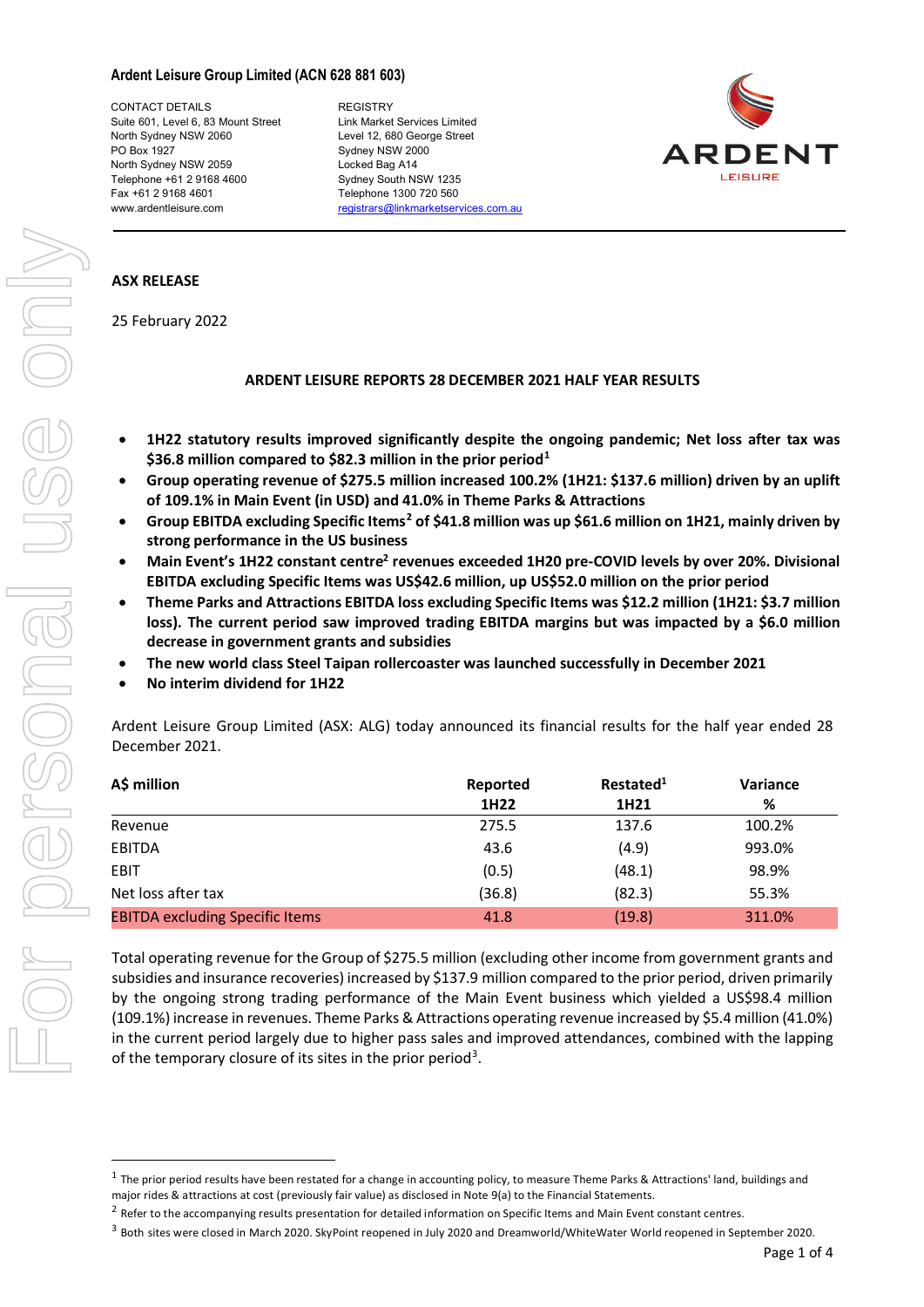**Ardent Leisure Group Limited (ACN 628 881 603)**

CONTACT DETAILS
Suite 601, Level 6, 83 Mount Street
North Sydney NSW 2060
PO Box 1927
North Sydney NSW 2059
Telephone +61 2 9168 4600
Fax +61 2 9168 4601
www.ardentleisure.com

REGISTRY
Link Market Services Limited
Level 12, 680 George Street
Sydney NSW 2000
Locked Bag A14
Sydney South NSW 1235
Telephone 1300 720 560
registrars@linkmarketservices.com.au

**ASX RELEASE**

25 February 2022

**ARDENT LEISURE REPORTS 28 DECEMBER 2021 HALF YEAR RESULTS**

- **1H22 statutory results improved significantly despite the ongoing pandemic; Net loss after tax was $36.8 million compared to $82.3 million in the prior period[1]**
- **Group operating revenue of $275.5 million increased 100.2% (1H21: $137.6 million) driven by an uplift of 109.1% in Main Event (in USD) and 41.0% in Theme Parks & Attractions**
- **Group EBITDA excluding Specific Items[2] of $41.8 million was up $61.6 million on 1H21, mainly driven by strong performance in the US business**
- **Main Event's 1H22 constant centre[2] revenues exceeded 1H20 pre-COVID levels by over 20%. Divisional EBITDA excluding Specific Items was US$42.6 million, up US$52.0 million on the prior period**
- **Theme Parks and Attractions EBITDA loss excluding Specific Items was $12.2 million (1H21: $3.7 million loss). The current period saw improved trading EBITDA margins but was impacted by a $6.0 million decrease in government grants and subsidies**
- **The new world class Steel Taipan rollercoaster was launched successfully in December 2021**
- **No interim dividend for 1H22**

Ardent Leisure Group Limited (ASX: ALG) today announced its financial results for the half year ended 28 December 2021.

| A$ million | Reported 1H22 | Restated[1] 1H21 | Variance % |
|---|---|---|---|
| Revenue | 275.5 | 137.6 | 100.2% |
| EBITDA | 43.6 | (4.9) | 993.0% |
| EBIT | (0.5) | (48.1) | 98.9% |
| Net loss after tax | (36.8) | (82.3) | 55.3% |
| EBITDA excluding Specific Items | 41.8 | (19.8) | 311.0% |

Total operating revenue for the Group of $275.5 million (excluding other income from government grants and subsidies and insurance recoveries) increased by $137.9 million compared to the prior period, driven primarily by the ongoing strong trading performance of the Main Event business which yielded a US$98.4 million (109.1%) increase in revenues. Theme Parks & Attractions operating revenue increased by $5.4 million (41.0%) in the current period largely due to higher pass sales and improved attendances, combined with the lapping of the temporary closure of its sites in the prior period[3].

[1] The prior period results have been restated for a change in accounting policy, to measure Theme Parks & Attractions' land, buildings and major rides & attractions at cost (previously fair value) as disclosed in Note 9(a) to the Financial Statements.

[2] Refer to the accompanying results presentation for detailed information on Specific Items and Main Event constant centres.

[3] Both sites were closed in March 2020. SkyPoint reopened in July 2020 and Dreamworld/WhiteWater World reopened in September 2020.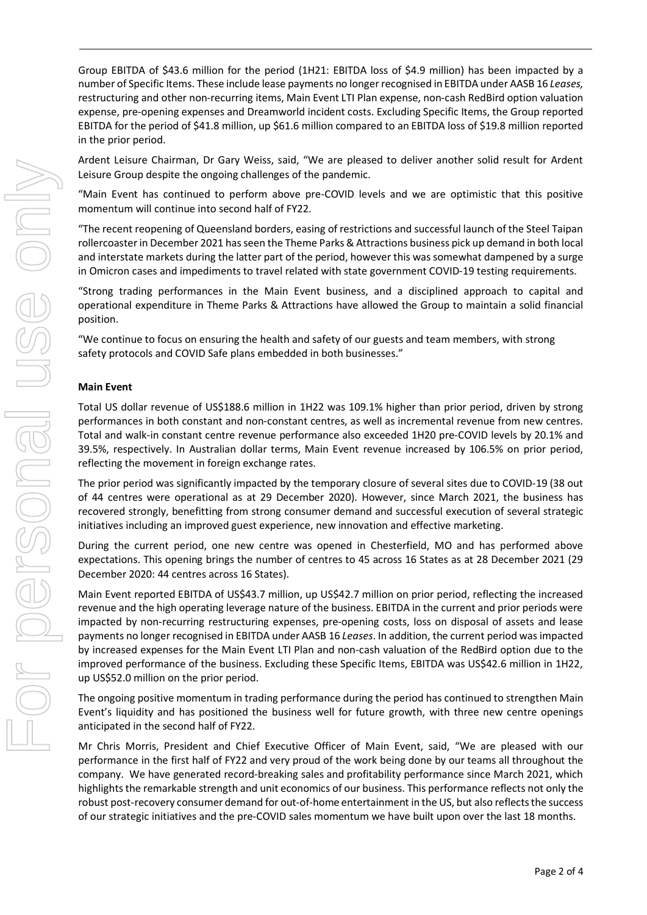Group EBITDA of $43.6 million for the period (1H21: EBITDA loss of $4.9 million) has been impacted by a number of Specific Items. These include lease payments no longer recognised in EBITDA under AASB 16 *Leases,* restructuring and other non-recurring items, Main Event LTI Plan expense, non-cash RedBird option valuation expense, pre-opening expenses and Dreamworld incident costs. Excluding Specific Items, the Group reported EBITDA for the period of $41.8 million, up $61.6 million compared to an EBITDA loss of $19.8 million reported in the prior period.

Ardent Leisure Chairman, Dr Gary Weiss, said, "We are pleased to deliver another solid result for Ardent Leisure Group despite the ongoing challenges of the pandemic.

"Main Event has continued to perform above pre-COVID levels and we are optimistic that this positive momentum will continue into second half of FY22.

"The recent reopening of Queensland borders, easing of restrictions and successful launch of the Steel Taipan rollercoaster in December 2021 has seen the Theme Parks & Attractions business pick up demand in both local and interstate markets during the latter part of the period, however this was somewhat dampened by a surge in Omicron cases and impediments to travel related with state government COVID-19 testing requirements.

"Strong trading performances in the Main Event business, and a disciplined approach to capital and operational expenditure in Theme Parks & Attractions have allowed the Group to maintain a solid financial position.

"We continue to focus on ensuring the health and safety of our guests and team members, with strong safety protocols and COVID Safe plans embedded in both businesses."

**Main Event**

Total US dollar revenue of US$188.6 million in 1H22 was 109.1% higher than prior period, driven by strong performances in both constant and non-constant centres, as well as incremental revenue from new centres. Total and walk-in constant centre revenue performance also exceeded 1H20 pre-COVID levels by 20.1% and 39.5%, respectively. In Australian dollar terms, Main Event revenue increased by 106.5% on prior period, reflecting the movement in foreign exchange rates.

The prior period was significantly impacted by the temporary closure of several sites due to COVID-19 (38 out of 44 centres were operational as at 29 December 2020). However, since March 2021, the business has recovered strongly, benefitting from strong consumer demand and successful execution of several strategic initiatives including an improved guest experience, new innovation and effective marketing.

During the current period, one new centre was opened in Chesterfield, MO and has performed above expectations. This opening brings the number of centres to 45 across 16 States as at 28 December 2021 (29 December 2020: 44 centres across 16 States).

Main Event reported EBITDA of US$43.7 million, up US$42.7 million on prior period, reflecting the increased revenue and the high operating leverage nature of the business. EBITDA in the current and prior periods were impacted by non-recurring restructuring expenses, pre-opening costs, loss on disposal of assets and lease payments no longer recognised in EBITDA under AASB 16 *Leases*. In addition, the current period was impacted by increased expenses for the Main Event LTI Plan and non-cash valuation of the RedBird option due to the improved performance of the business. Excluding these Specific Items, EBITDA was US$42.6 million in 1H22, up US$52.0 million on the prior period.

The ongoing positive momentum in trading performance during the period has continued to strengthen Main Event's liquidity and has positioned the business well for future growth, with three new centre openings anticipated in the second half of FY22.

Mr Chris Morris, President and Chief Executive Officer of Main Event, said, "We are pleased with our performance in the first half of FY22 and very proud of the work being done by our teams all throughout the company. We have generated record-breaking sales and profitability performance since March 2021, which highlights the remarkable strength and unit economics of our business. This performance reflects not only the robust post-recovery consumer demand for out-of-home entertainment in the US, but also reflects the success of our strategic initiatives and the pre-COVID sales momentum we have built upon over the last 18 months.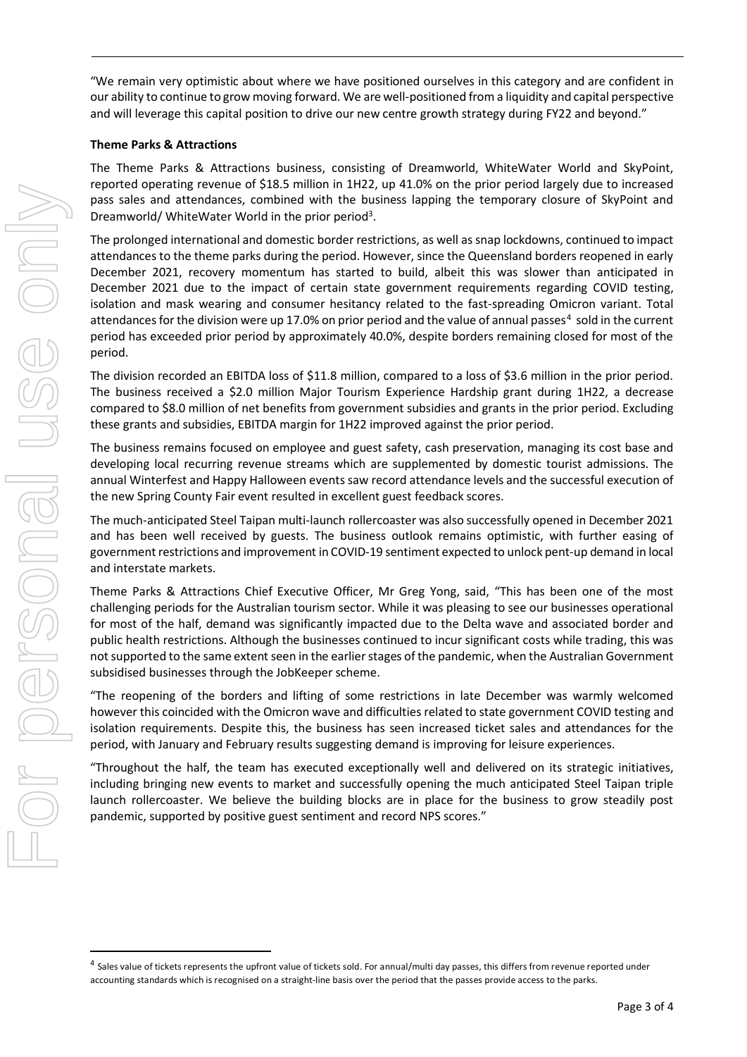"We remain very optimistic about where we have positioned ourselves in this category and are confident in our ability to continue to grow moving forward. We are well-positioned from a liquidity and capital perspective and will leverage this capital position to drive our new centre growth strategy during FY22 and beyond."

**Theme Parks & Attractions**

The Theme Parks & Attractions business, consisting of Dreamworld, WhiteWater World and SkyPoint, reported operating revenue of $18.5 million in 1H22, up 41.0% on the prior period largely due to increased pass sales and attendances, combined with the business lapping the temporary closure of SkyPoint and Dreamworld/ WhiteWater World in the prior period[3].

The prolonged international and domestic border restrictions, as well as snap lockdowns, continued to impact attendances to the theme parks during the period. However, since the Queensland borders reopened in early December 2021, recovery momentum has started to build, albeit this was slower than anticipated in December 2021 due to the impact of certain state government requirements regarding COVID testing, isolation and mask wearing and consumer hesitancy related to the fast-spreading Omicron variant. Total attendances for the division were up 17.0% on prior period and the value of annual passes[4] sold in the current period has exceeded prior period by approximately 40.0%, despite borders remaining closed for most of the period.

The division recorded an EBITDA loss of $11.8 million, compared to a loss of $3.6 million in the prior period. The business received a $2.0 million Major Tourism Experience Hardship grant during 1H22, a decrease compared to $8.0 million of net benefits from government subsidies and grants in the prior period. Excluding these grants and subsidies, EBITDA margin for 1H22 improved against the prior period.

The business remains focused on employee and guest safety, cash preservation, managing its cost base and developing local recurring revenue streams which are supplemented by domestic tourist admissions. The annual Winterfest and Happy Halloween events saw record attendance levels and the successful execution of the new Spring County Fair event resulted in excellent guest feedback scores.

The much-anticipated Steel Taipan multi-launch rollercoaster was also successfully opened in December 2021 and has been well received by guests. The business outlook remains optimistic, with further easing of government restrictions and improvement in COVID-19 sentiment expected to unlock pent-up demand in local and interstate markets.

Theme Parks & Attractions Chief Executive Officer, Mr Greg Yong, said, "This has been one of the most challenging periods for the Australian tourism sector. While it was pleasing to see our businesses operational for most of the half, demand was significantly impacted due to the Delta wave and associated border and public health restrictions. Although the businesses continued to incur significant costs while trading, this was not supported to the same extent seen in the earlier stages of the pandemic, when the Australian Government subsidised businesses through the JobKeeper scheme.

"The reopening of the borders and lifting of some restrictions in late December was warmly welcomed however this coincided with the Omicron wave and difficulties related to state government COVID testing and isolation requirements. Despite this, the business has seen increased ticket sales and attendances for the period, with January and February results suggesting demand is improving for leisure experiences.

"Throughout the half, the team has executed exceptionally well and delivered on its strategic initiatives, including bringing new events to market and successfully opening the much anticipated Steel Taipan triple launch rollercoaster. We believe the building blocks are in place for the business to grow steadily post pandemic, supported by positive guest sentiment and record NPS scores."

[4] Sales value of tickets represents the upfront value of tickets sold. For annual/multi day passes, this differs from revenue reported under accounting standards which is recognised on a straight-line basis over the period that the passes provide access to the parks.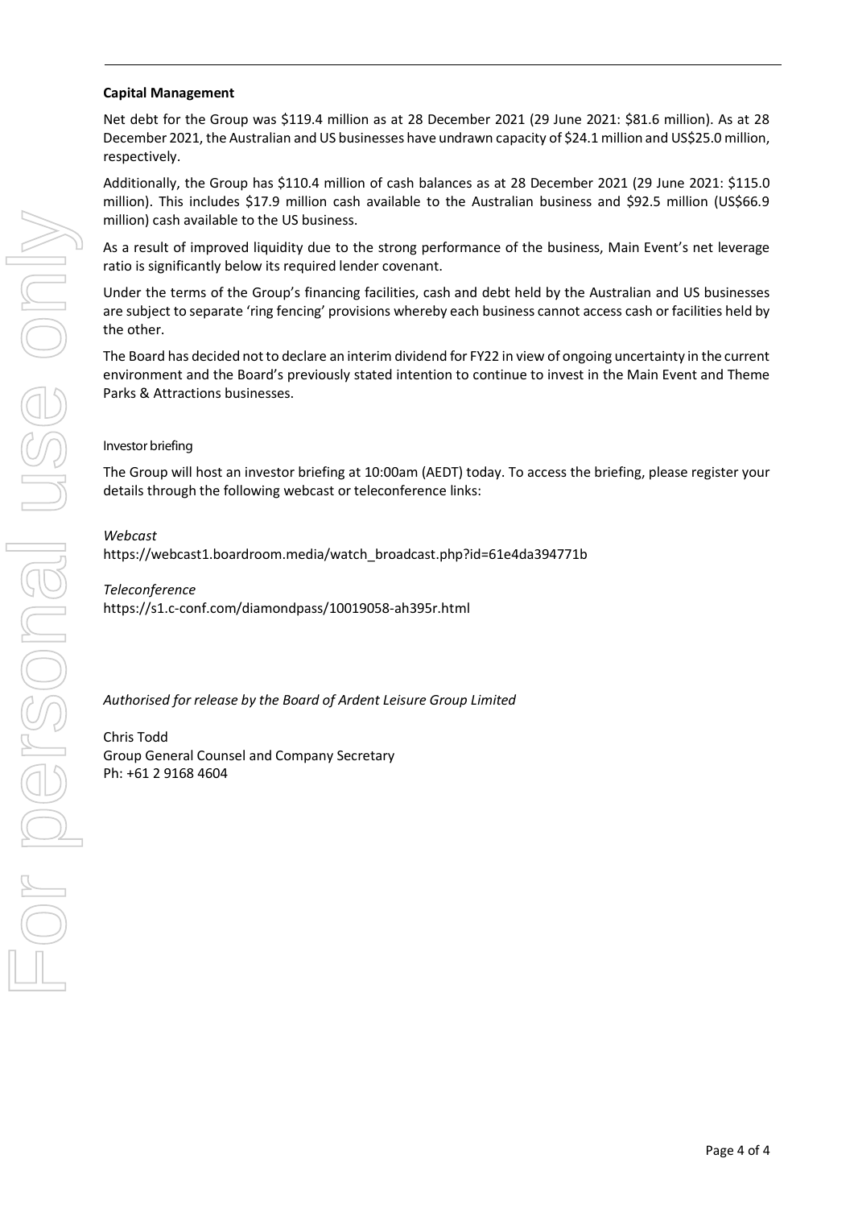## Capital Management

Net debt for the Group was $119.4 million as at 28 December 2021 (29 June 2021: $81.6 million). As at 28 December 2021, the Australian and US businesses have undrawn capacity of $24.1 million and US$25.0 million, respectively.

Additionally, the Group has $110.4 million of cash balances as at 28 December 2021 (29 June 2021: $115.0 million). This includes $17.9 million cash available to the Australian business and $92.5 million (US$66.9 million) cash available to the US business.

As a result of improved liquidity due to the strong performance of the business, Main Event's net leverage ratio is significantly below its required lender covenant.

Under the terms of the Group's financing facilities, cash and debt held by the Australian and US businesses are subject to separate 'ring fencing' provisions whereby each business cannot access cash or facilities held by the other.

The Board has decided not to declare an interim dividend for FY22 in view of ongoing uncertainty in the current environment and the Board's previously stated intention to continue to invest in the Main Event and Theme Parks & Attractions businesses.

### Investor briefing

The Group will host an investor briefing at 10:00am (AEDT) today. To access the briefing, please register your details through the following webcast or teleconference links:

*Webcast*
https://webcast1.boardroom.media/watch_broadcast.php?id=61e4da394771b

*Teleconference*
https://s1.c-conf.com/diamondpass/10019058-ah395r.html

*Authorised for release by the Board of Ardent Leisure Group Limited*

Chris Todd
Group General Counsel and Company Secretary
Ph: +61 2 9168 4604